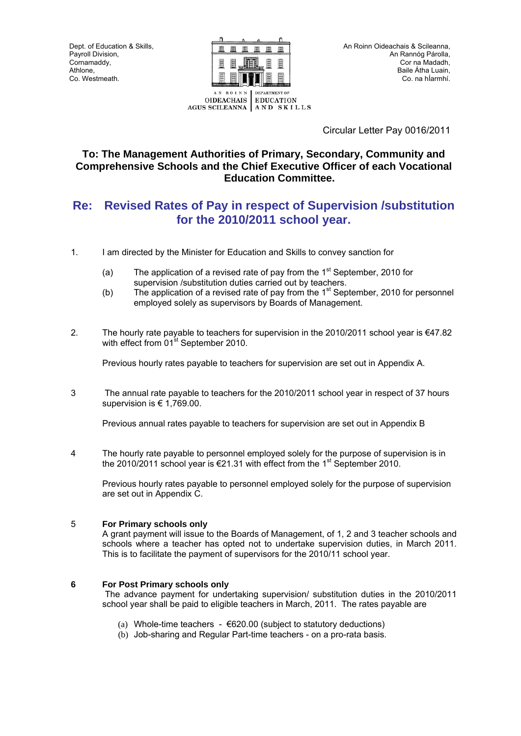Dept. of Education & Skills,
Payroll Division,
Cornamaddy,
Athlone,
Co. Westmeath.

AN ROINN OIDEACHAIS AGUS SCILEANNA | DEPARTMENT OF EDUCATION AND SKILLS

An Roinn Oideachais & Scileanna,
An Rannóg Párolla,
Cor na Madadh,
Baile Átha Luain,
Co. na hIarmhí.

Circular Letter Pay 0016/2011

**To: The Management Authorities of Primary, Secondary, Community and Comprehensive Schools and the Chief Executive Officer of each Vocational Education Committee.**

## Re: Revised Rates of Pay in respect of Supervision /substitution for the 2010/2011 school year.

1. I am directed by the Minister for Education and Skills to convey sanction for

   (a) The application of a revised rate of pay from the 1st September, 2010 for supervision /substitution duties carried out by teachers.

   (b) The application of a revised rate of pay from the 1st September, 2010 for personnel employed solely as supervisors by Boards of Management.

2. The hourly rate payable to teachers for supervision in the 2010/2011 school year is €47.82 with effect from 01st September 2010.

   Previous hourly rates payable to teachers for supervision are set out in Appendix A.

3. The annual rate payable to teachers for the 2010/2011 school year in respect of 37 hours supervision is € 1,769.00.

   Previous annual rates payable to teachers for supervision are set out in Appendix B

4. The hourly rate payable to personnel employed solely for the purpose of supervision is in the 2010/2011 school year is €21.31 with effect from the 1st September 2010.

   Previous hourly rates payable to personnel employed solely for the purpose of supervision are set out in Appendix C.

5. **For Primary schools only**
   A grant payment will issue to the Boards of Management, of 1, 2 and 3 teacher schools and schools where a teacher has opted not to undertake supervision duties, in March 2011. This is to facilitate the payment of supervisors for the 2010/11 school year.

6. **For Post Primary schools only**
   The advance payment for undertaking supervision/ substitution duties in the 2010/2011 school year shall be paid to eligible teachers in March, 2011. The rates payable are

   (a) Whole-time teachers - €620.00 (subject to statutory deductions)

   (b) Job-sharing and Regular Part-time teachers - on a pro-rata basis.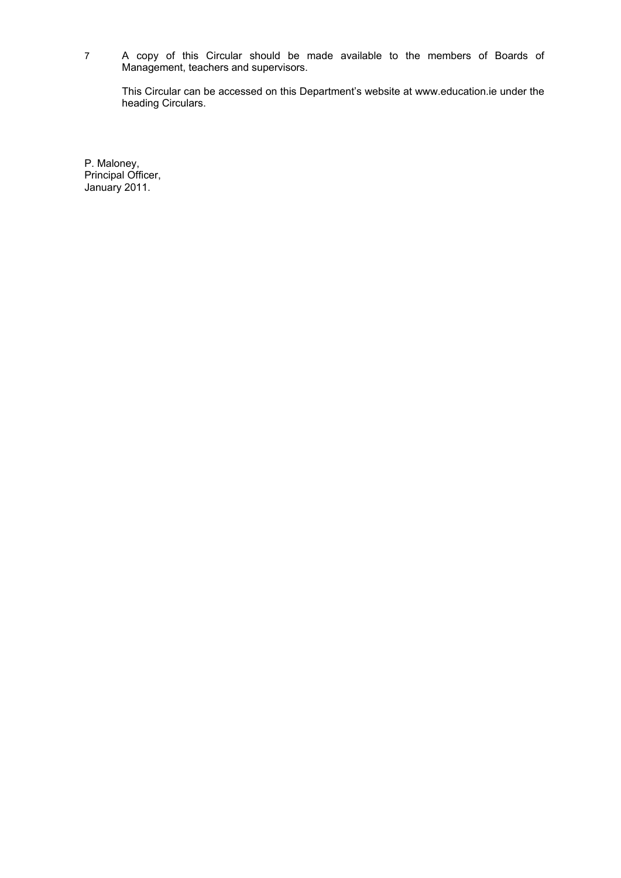7 A copy of this Circular should be made available to the members of Boards of Management, teachers and supervisors.

This Circular can be accessed on this Department's website at www.education.ie under the heading Circulars.

P. Maloney,
Principal Officer,
January 2011.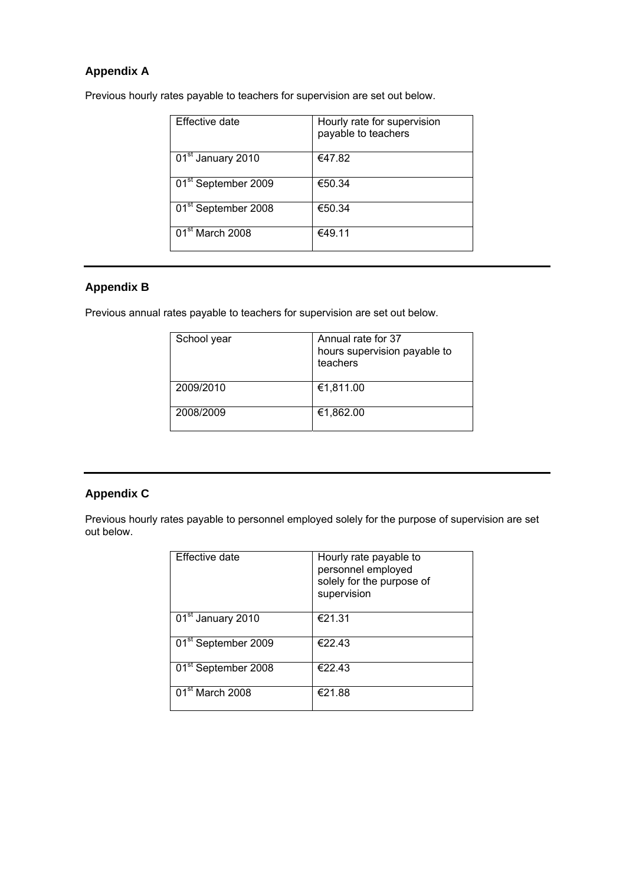## Appendix A

Previous hourly rates payable to teachers for supervision are set out below.

| Effective date | Hourly rate for supervision payable to teachers |
|---|---|
| 01st January 2010 | €47.82 |
| 01st September 2009 | €50.34 |
| 01st September 2008 | €50.34 |
| 01st March 2008 | €49.11 |

---

## Appendix B

Previous annual rates payable to teachers for supervision are set out below.

| School year | Annual rate for 37 hours supervision payable to teachers |
|---|---|
| 2009/2010 | €1,811.00 |
| 2008/2009 | €1,862.00 |

---

## Appendix C

Previous hourly rates payable to personnel employed solely for the purpose of supervision are set out below.

| Effective date | Hourly rate payable to personnel employed solely for the purpose of supervision |
|---|---|
| 01st January 2010 | €21.31 |
| 01st September 2009 | €22.43 |
| 01st September 2008 | €22.43 |
| 01st March 2008 | €21.88 |